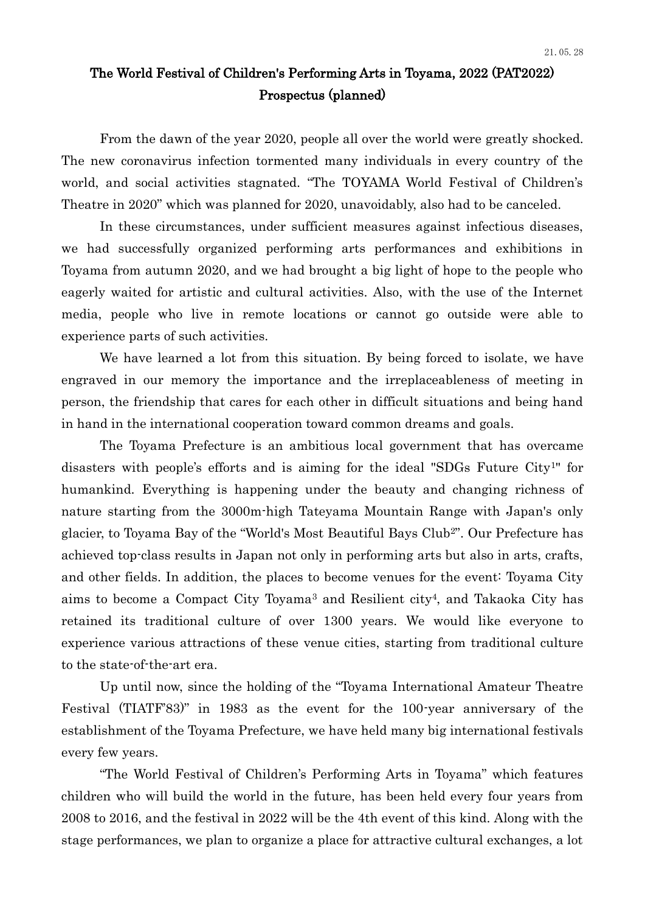21. 05. 28

# The World Festival of Children's Performing Arts in Toyama, 2022 (PAT2022) Prospectus (planned)

From the dawn of the year 2020, people all over the world were greatly shocked. The new coronavirus infection tormented many individuals in every country of the world, and social activities stagnated. "The TOYAMA World Festival of Children's Theatre in 2020" which was planned for 2020, unavoidably, also had to be canceled.

In these circumstances, under sufficient measures against infectious diseases, we had successfully organized performing arts performances and exhibitions in Toyama from autumn 2020, and we had brought a big light of hope to the people who eagerly waited for artistic and cultural activities. Also, with the use of the Internet media, people who live in remote locations or cannot go outside were able to experience parts of such activities.

We have learned a lot from this situation. By being forced to isolate, we have engraved in our memory the importance and the irreplaceableness of meeting in person, the friendship that cares for each other in difficult situations and being hand in hand in the international cooperation toward common dreams and goals.

The Toyama Prefecture is an ambitious local government that has overcame disasters with people's efforts and is aiming for the ideal "SDGs Future City[1]" for humankind. Everything is happening under the beauty and changing richness of nature starting from the 3000m-high Tateyama Mountain Range with Japan's only glacier, to Toyama Bay of the "World's Most Beautiful Bays Club[2]". Our Prefecture has achieved top-class results in Japan not only in performing arts but also in arts, crafts, and other fields. In addition, the places to become venues for the event: Toyama City aims to become a Compact City Toyama[3] and Resilient city[4], and Takaoka City has retained its traditional culture of over 1300 years. We would like everyone to experience various attractions of these venue cities, starting from traditional culture to the state-of-the-art era.

Up until now, since the holding of the "Toyama International Amateur Theatre Festival (TIATF'83)" in 1983 as the event for the 100-year anniversary of the establishment of the Toyama Prefecture, we have held many big international festivals every few years.

"The World Festival of Children's Performing Arts in Toyama" which features children who will build the world in the future, has been held every four years from 2008 to 2016, and the festival in 2022 will be the 4th event of this kind. Along with the stage performances, we plan to organize a place for attractive cultural exchanges, a lot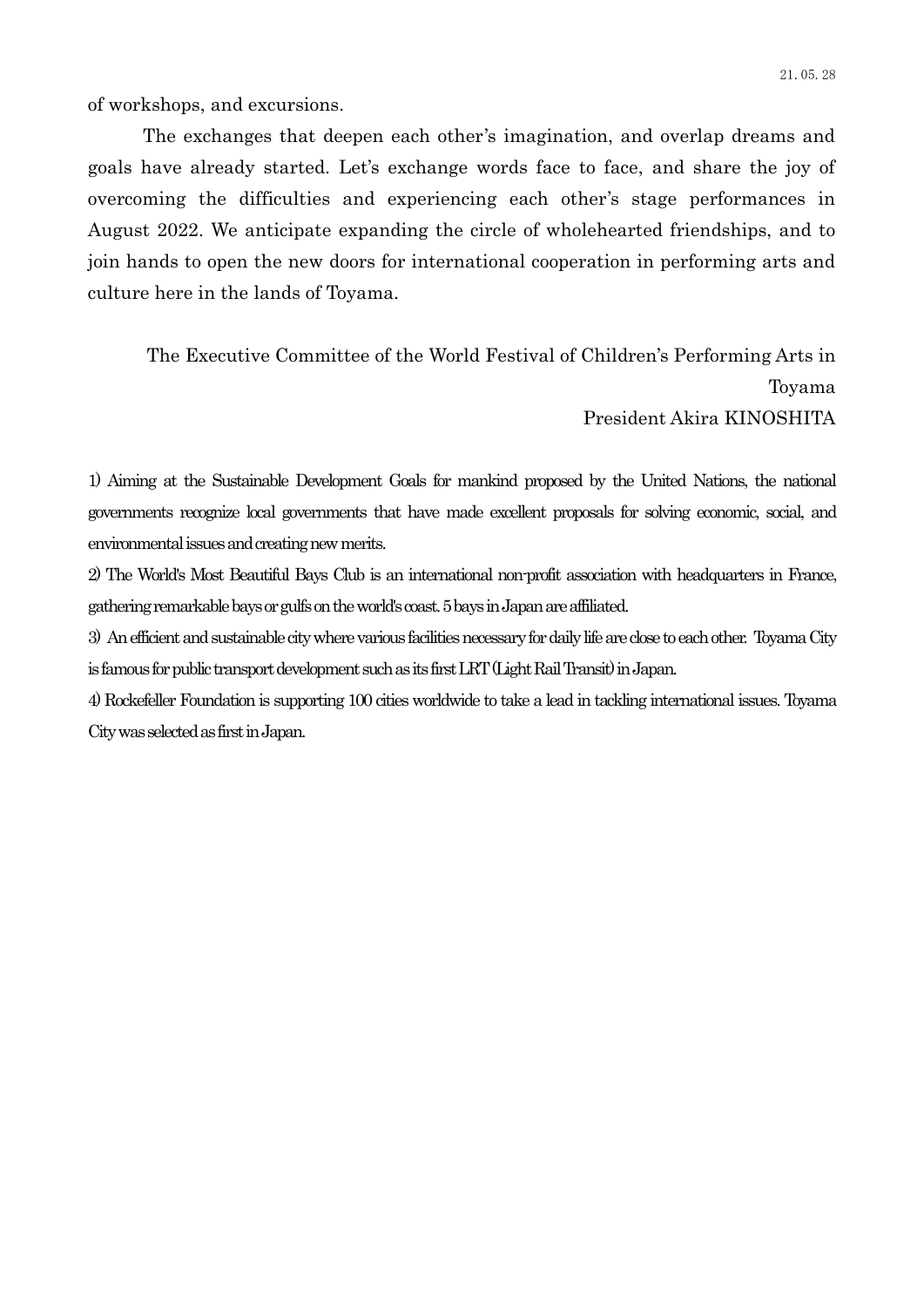of workshops, and excursions.

The exchanges that deepen each other's imagination, and overlap dreams and goals have already started. Let's exchange words face to face, and share the joy of overcoming the difficulties and experiencing each other's stage performances in August 2022. We anticipate expanding the circle of wholehearted friendships, and to join hands to open the new doors for international cooperation in performing arts and culture here in the lands of Toyama.

The Executive Committee of the World Festival of Children's Performing Arts in Toyama
President Akira KINOSHITA

1) Aiming at the Sustainable Development Goals for mankind proposed by the United Nations, the national governments recognize local governments that have made excellent proposals for solving economic, social, and environmental issues and creating new merits.

2) The World's Most Beautiful Bays Club is an international non-profit association with headquarters in France, gathering remarkable bays or gulfs on the world's coast. 5 bays in Japan are affiliated.

3) An efficient and sustainable city where various facilities necessary for daily life are close to each other. Toyama City is famous for public transport development such as its first LRT (Light Rail Transit) in Japan.

4) Rockefeller Foundation is supporting 100 cities worldwide to take a lead in tackling international issues. Toyama City was selected as first in Japan.